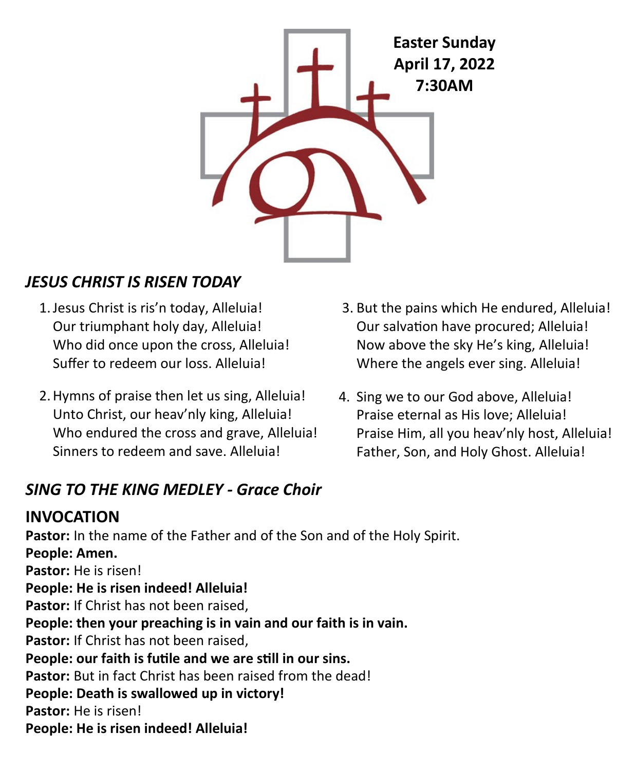**Easter Sunday**
**April 17, 2022**
**7:30AM**

## *JESUS CHRIST IS RISEN TODAY*

1. Jesus Christ is ris'n today, Alleluia!
   Our triumphant holy day, Alleluia!
   Who did once upon the cross, Alleluia!
   Suffer to redeem our loss. Alleluia!

2. Hymns of praise then let us sing, Alleluia!
   Unto Christ, our heav'nly king, Alleluia!
   Who endured the cross and grave, Alleluia!
   Sinners to redeem and save. Alleluia!

3. But the pains which He endured, Alleluia!
   Our salvation have procured; Alleluia!
   Now above the sky He's king, Alleluia!
   Where the angels ever sing. Alleluia!

4. Sing we to our God above, Alleluia!
   Praise eternal as His love; Alleluia!
   Praise Him, all you heav'nly host, Alleluia!
   Father, Son, and Holy Ghost. Alleluia!

## *SING TO THE KING MEDLEY - Grace Choir*

## INVOCATION

**Pastor:** In the name of the Father and of the Son and of the Holy Spirit.
**People: Amen.**
**Pastor:** He is risen!
**People: He is risen indeed! Alleluia!**
**Pastor:** If Christ has not been raised,
**People: then your preaching is in vain and our faith is in vain.**
**Pastor:** If Christ has not been raised,
**People: our faith is futile and we are still in our sins.**
**Pastor:** But in fact Christ has been raised from the dead!
**People: Death is swallowed up in victory!**
**Pastor:** He is risen!
**People: He is risen indeed! Alleluia!**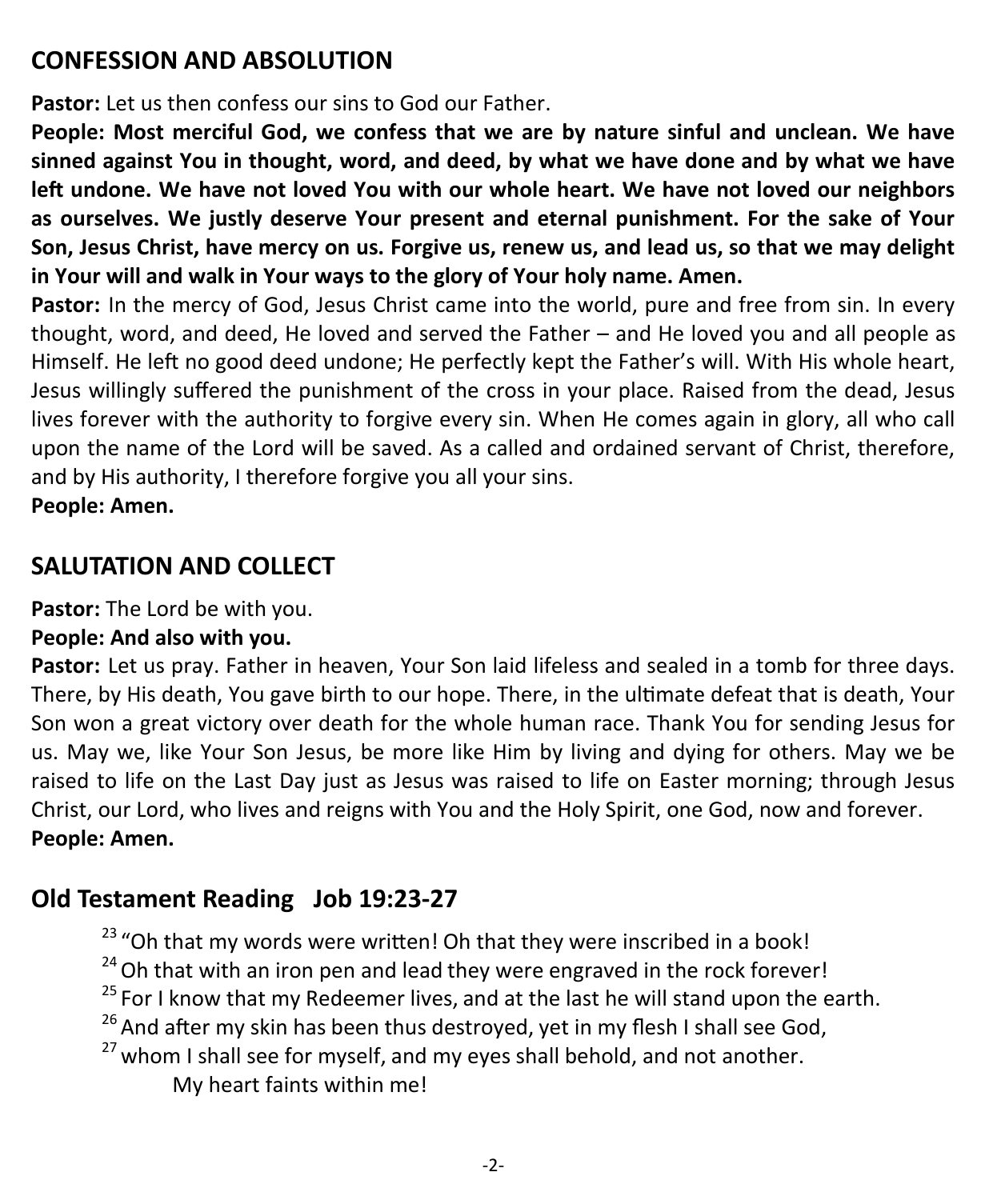## CONFESSION AND ABSOLUTION

**Pastor:** Let us then confess our sins to God our Father.

**People: Most merciful God, we confess that we are by nature sinful and unclean. We have sinned against You in thought, word, and deed, by what we have done and by what we have left undone. We have not loved You with our whole heart. We have not loved our neighbors as ourselves. We justly deserve Your present and eternal punishment. For the sake of Your Son, Jesus Christ, have mercy on us. Forgive us, renew us, and lead us, so that we may delight in Your will and walk in Your ways to the glory of Your holy name. Amen.**

**Pastor:** In the mercy of God, Jesus Christ came into the world, pure and free from sin. In every thought, word, and deed, He loved and served the Father – and He loved you and all people as Himself. He left no good deed undone; He perfectly kept the Father's will. With His whole heart, Jesus willingly suffered the punishment of the cross in your place. Raised from the dead, Jesus lives forever with the authority to forgive every sin. When He comes again in glory, all who call upon the name of the Lord will be saved. As a called and ordained servant of Christ, therefore, and by His authority, I therefore forgive you all your sins.

**People: Amen.**

## SALUTATION AND COLLECT

**Pastor:** The Lord be with you.

**People: And also with you.**

**Pastor:** Let us pray. Father in heaven, Your Son laid lifeless and sealed in a tomb for three days. There, by His death, You gave birth to our hope. There, in the ultimate defeat that is death, Your Son won a great victory over death for the whole human race. Thank You for sending Jesus for us. May we, like Your Son Jesus, be more like Him by living and dying for others. May we be raised to life on the Last Day just as Jesus was raised to life on Easter morning; through Jesus Christ, our Lord, who lives and reigns with You and the Holy Spirit, one God, now and forever.

**People: Amen.**

## Old Testament Reading   Job 19:23-27

[23] "Oh that my words were written! Oh that they were inscribed in a book!
[24] Oh that with an iron pen and lead they were engraved in the rock forever!
[25] For I know that my Redeemer lives, and at the last he will stand upon the earth.
[26] And after my skin has been thus destroyed, yet in my flesh I shall see God,
[27] whom I shall see for myself, and my eyes shall behold, and not another.
My heart faints within me!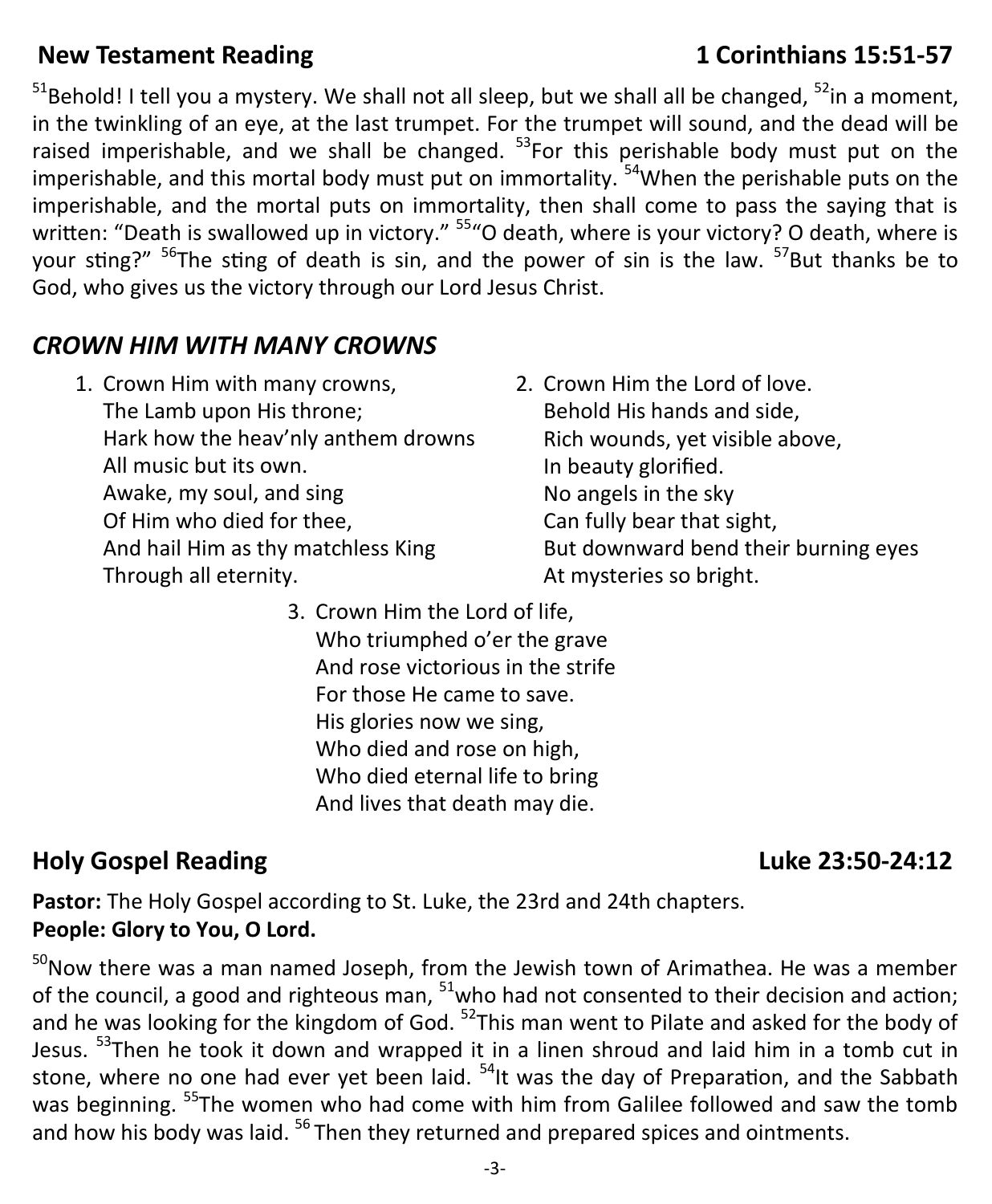## New Testament Reading 1 Corinthians 15:51-57

[51]Behold! I tell you a mystery. We shall not all sleep, but we shall all be changed, [52]in a moment, in the twinkling of an eye, at the last trumpet. For the trumpet will sound, and the dead will be raised imperishable, and we shall be changed. [53]For this perishable body must put on the imperishable, and this mortal body must put on immortality. [54]When the perishable puts on the imperishable, and the mortal puts on immortality, then shall come to pass the saying that is written: "Death is swallowed up in victory." [55]"O death, where is your victory? O death, where is your sting?" [56]The sting of death is sin, and the power of sin is the law. [57]But thanks be to God, who gives us the victory through our Lord Jesus Christ.

## *CROWN HIM WITH MANY CROWNS*

1. Crown Him with many crowns,
   The Lamb upon His throne;
   Hark how the heav'nly anthem drowns
   All music but its own.
   Awake, my soul, and sing
   Of Him who died for thee,
   And hail Him as thy matchless King
   Through all eternity.

2. Crown Him the Lord of love.
   Behold His hands and side,
   Rich wounds, yet visible above,
   In beauty glorified.
   No angels in the sky
   Can fully bear that sight,
   But downward bend their burning eyes
   At mysteries so bright.

3. Crown Him the Lord of life,
   Who triumphed o'er the grave
   And rose victorious in the strife
   For those He came to save.
   His glories now we sing,
   Who died and rose on high,
   Who died eternal life to bring
   And lives that death may die.

## Holy Gospel Reading Luke 23:50-24:12

**Pastor:** The Holy Gospel according to St. Luke, the 23rd and 24th chapters.
**People: Glory to You, O Lord.**

[50]Now there was a man named Joseph, from the Jewish town of Arimathea. He was a member of the council, a good and righteous man, [51]who had not consented to their decision and action; and he was looking for the kingdom of God. [52]This man went to Pilate and asked for the body of Jesus. [53]Then he took it down and wrapped it in a linen shroud and laid him in a tomb cut in stone, where no one had ever yet been laid. [54]It was the day of Preparation, and the Sabbath was beginning. [55]The women who had come with him from Galilee followed and saw the tomb and how his body was laid. [56] Then they returned and prepared spices and ointments.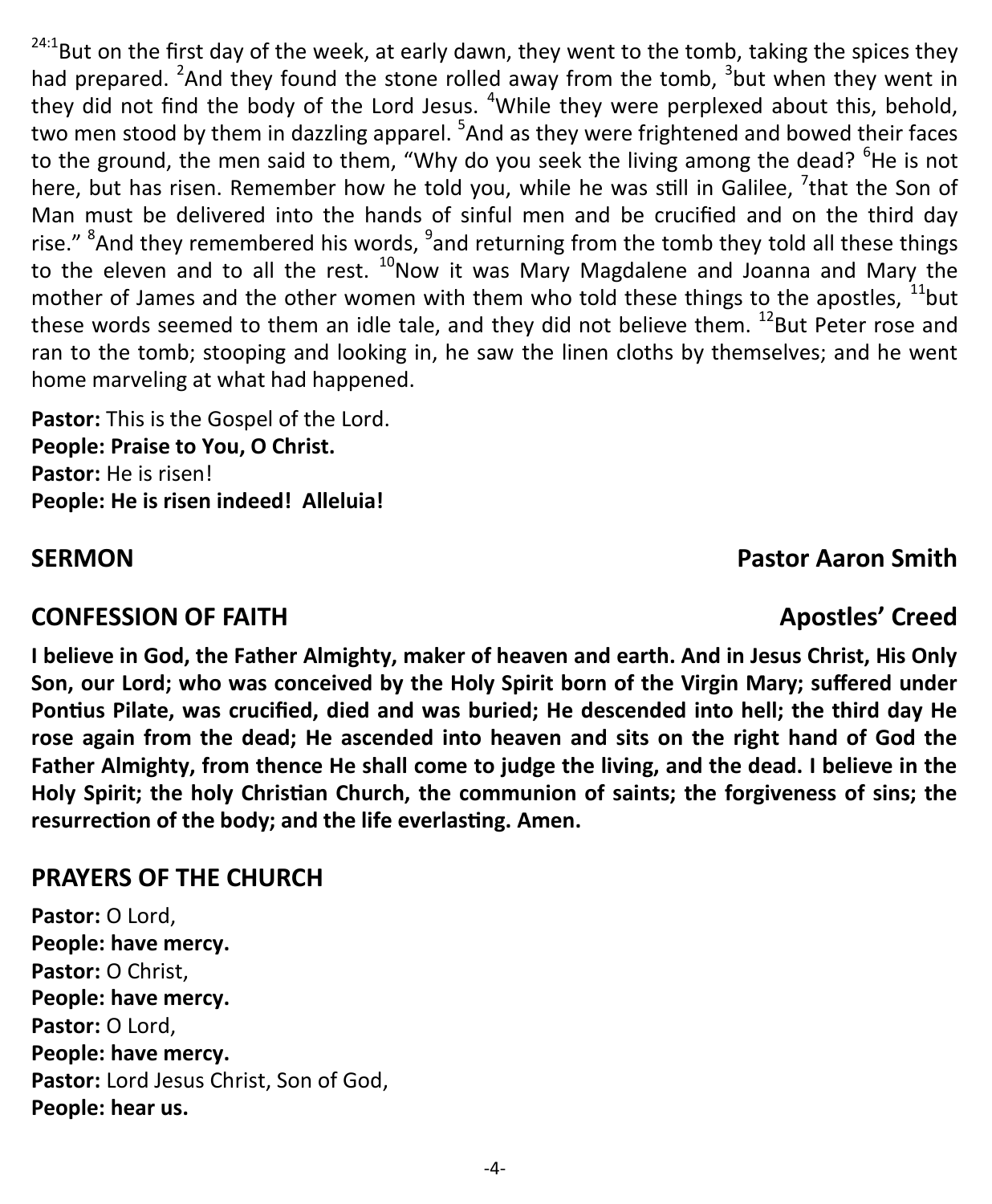[24:1]But on the first day of the week, at early dawn, they went to the tomb, taking the spices they had prepared. [2]And they found the stone rolled away from the tomb, [3]but when they went in they did not find the body of the Lord Jesus. [4]While they were perplexed about this, behold, two men stood by them in dazzling apparel. [5]And as they were frightened and bowed their faces to the ground, the men said to them, "Why do you seek the living among the dead? [6]He is not here, but has risen. Remember how he told you, while he was still in Galilee, [7]that the Son of Man must be delivered into the hands of sinful men and be crucified and on the third day rise." [8]And they remembered his words, [9]and returning from the tomb they told all these things to the eleven and to all the rest. [10]Now it was Mary Magdalene and Joanna and Mary the mother of James and the other women with them who told these things to the apostles, [11]but these words seemed to them an idle tale, and they did not believe them. [12]But Peter rose and ran to the tomb; stooping and looking in, he saw the linen cloths by themselves; and he went home marveling at what had happened.

**Pastor:** This is the Gospel of the Lord.
**People: Praise to You, O Christ.**
**Pastor:** He is risen!
**People: He is risen indeed! Alleluia!**

## SERMON — Pastor Aaron Smith

## CONFESSION OF FAITH — Apostles' Creed

**I believe in God, the Father Almighty, maker of heaven and earth. And in Jesus Christ, His Only Son, our Lord; who was conceived by the Holy Spirit born of the Virgin Mary; suffered under Pontius Pilate, was crucified, died and was buried; He descended into hell; the third day He rose again from the dead; He ascended into heaven and sits on the right hand of God the Father Almighty, from thence He shall come to judge the living, and the dead. I believe in the Holy Spirit; the holy Christian Church, the communion of saints; the forgiveness of sins; the resurrection of the body; and the life everlasting. Amen.**

## PRAYERS OF THE CHURCH

**Pastor:** O Lord,
**People: have mercy.**
**Pastor:** O Christ,
**People: have mercy.**
**Pastor:** O Lord,
**People: have mercy.**
**Pastor:** Lord Jesus Christ, Son of God,
**People: hear us.**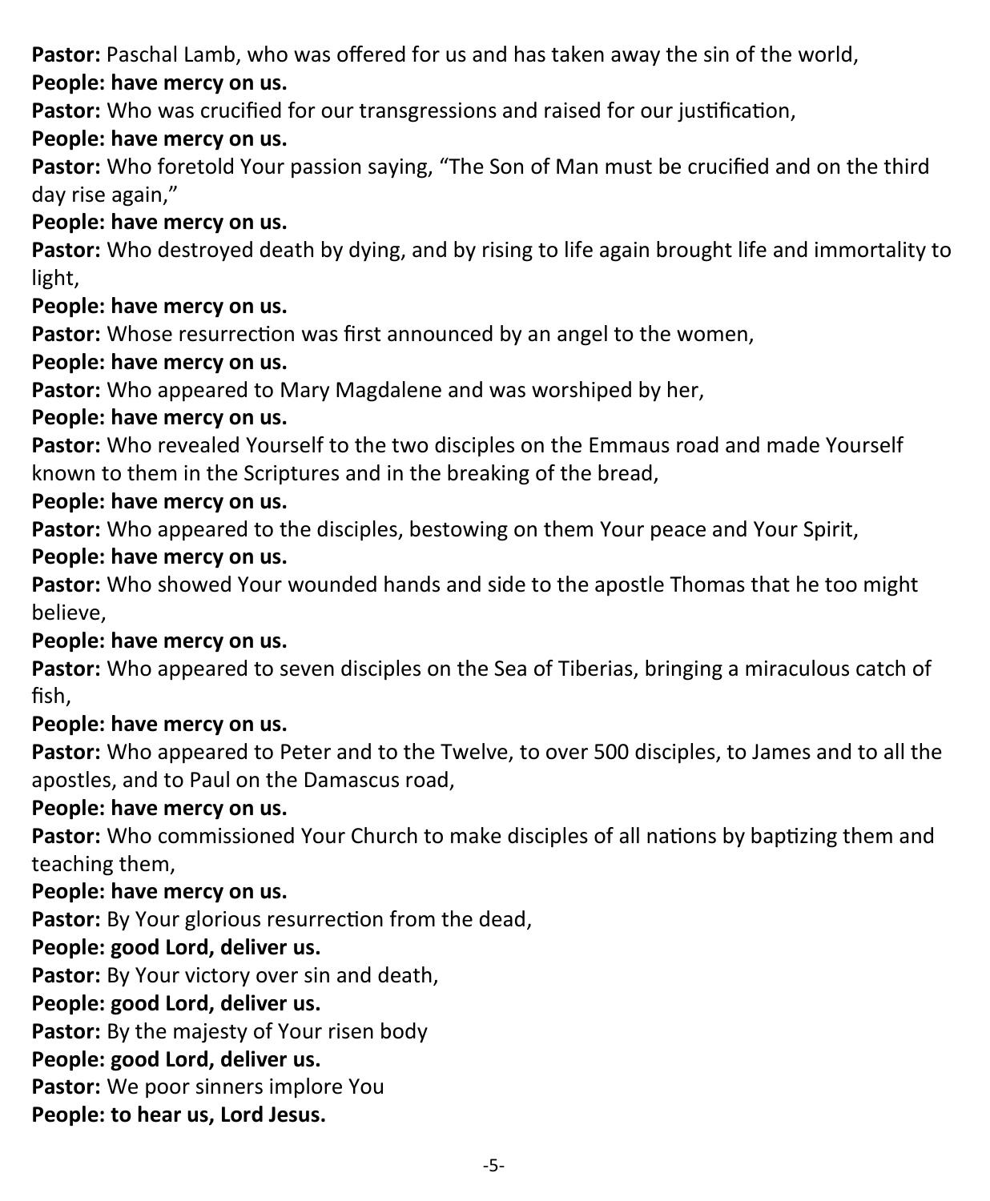**Pastor:** Paschal Lamb, who was offered for us and has taken away the sin of the world,
**People: have mercy on us.**
**Pastor:** Who was crucified for our transgressions and raised for our justification,
**People: have mercy on us.**
**Pastor:** Who foretold Your passion saying, "The Son of Man must be crucified and on the third day rise again,"
**People: have mercy on us.**
**Pastor:** Who destroyed death by dying, and by rising to life again brought life and immortality to light,
**People: have mercy on us.**
**Pastor:** Whose resurrection was first announced by an angel to the women,
**People: have mercy on us.**
**Pastor:** Who appeared to Mary Magdalene and was worshiped by her,
**People: have mercy on us.**
**Pastor:** Who revealed Yourself to the two disciples on the Emmaus road and made Yourself known to them in the Scriptures and in the breaking of the bread,
**People: have mercy on us.**
**Pastor:** Who appeared to the disciples, bestowing on them Your peace and Your Spirit,
**People: have mercy on us.**
**Pastor:** Who showed Your wounded hands and side to the apostle Thomas that he too might believe,
**People: have mercy on us.**
**Pastor:** Who appeared to seven disciples on the Sea of Tiberias, bringing a miraculous catch of fish,
**People: have mercy on us.**
**Pastor:** Who appeared to Peter and to the Twelve, to over 500 disciples, to James and to all the apostles, and to Paul on the Damascus road,
**People: have mercy on us.**
**Pastor:** Who commissioned Your Church to make disciples of all nations by baptizing them and teaching them,
**People: have mercy on us.**
**Pastor:** By Your glorious resurrection from the dead,
**People: good Lord, deliver us.**
**Pastor:** By Your victory over sin and death,
**People: good Lord, deliver us.**
**Pastor:** By the majesty of Your risen body
**People: good Lord, deliver us.**
**Pastor:** We poor sinners implore You
**People: to hear us, Lord Jesus.**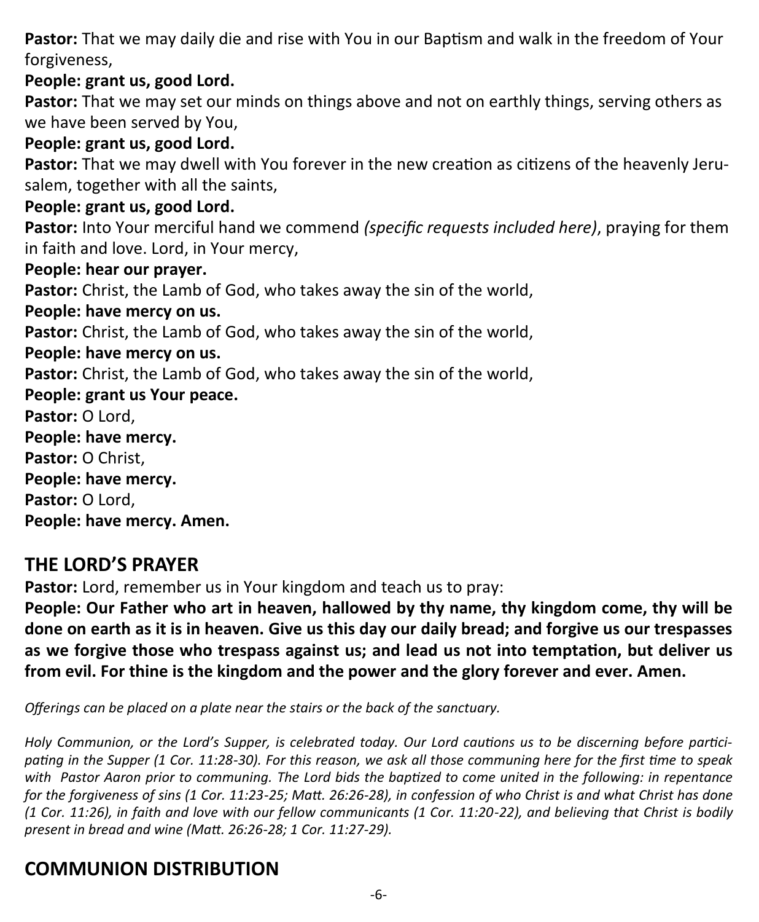**Pastor:** That we may daily die and rise with You in our Baptism and walk in the freedom of Your forgiveness,

**People: grant us, good Lord.**

**Pastor:** That we may set our minds on things above and not on earthly things, serving others as we have been served by You,

**People: grant us, good Lord.**

**Pastor:** That we may dwell with You forever in the new creation as citizens of the heavenly Jerusalem, together with all the saints,

**People: grant us, good Lord.**

**Pastor:** Into Your merciful hand we commend *(specific requests included here)*, praying for them in faith and love. Lord, in Your mercy,

**People: hear our prayer.**

**Pastor:** Christ, the Lamb of God, who takes away the sin of the world,

**People: have mercy on us.**

**Pastor:** Christ, the Lamb of God, who takes away the sin of the world,

**People: have mercy on us.**

**Pastor:** Christ, the Lamb of God, who takes away the sin of the world,

**People: grant us Your peace.**

**Pastor:** O Lord,

**People: have mercy.**

**Pastor:** O Christ,

**People: have mercy.**

**Pastor:** O Lord,

**People: have mercy. Amen.**

## THE LORD'S PRAYER

**Pastor:** Lord, remember us in Your kingdom and teach us to pray:

**People: Our Father who art in heaven, hallowed by thy name, thy kingdom come, thy will be done on earth as it is in heaven. Give us this day our daily bread; and forgive us our trespasses as we forgive those who trespass against us; and lead us not into temptation, but deliver us from evil. For thine is the kingdom and the power and the glory forever and ever. Amen.**

*Offerings can be placed on a plate near the stairs or the back of the sanctuary.*

*Holy Communion, or the Lord's Supper, is celebrated today. Our Lord cautions us to be discerning before participating in the Supper (1 Cor. 11:28-30). For this reason, we ask all those communing here for the first time to speak with Pastor Aaron prior to communing. The Lord bids the baptized to come united in the following: in repentance for the forgiveness of sins (1 Cor. 11:23-25; Matt. 26:26-28), in confession of who Christ is and what Christ has done (1 Cor. 11:26), in faith and love with our fellow communicants (1 Cor. 11:20-22), and believing that Christ is bodily present in bread and wine (Matt. 26:26-28; 1 Cor. 11:27-29).*

## COMMUNION DISTRIBUTION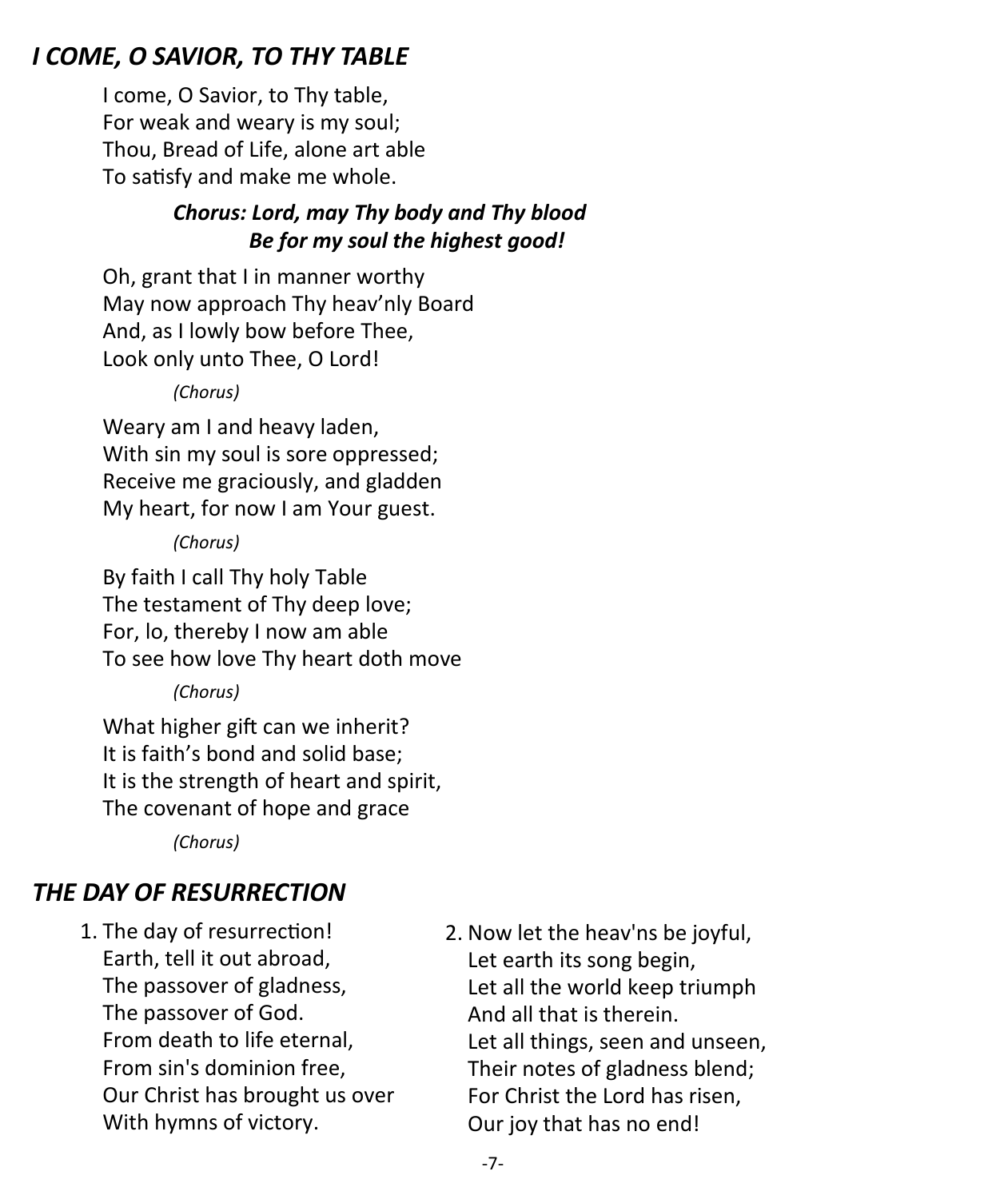## *I COME, O SAVIOR, TO THY TABLE*

I come, O Savior, to Thy table,
For weak and weary is my soul;
Thou, Bread of Life, alone art able
To satisfy and make me whole.

***Chorus: Lord, may Thy body and Thy blood***
***Be for my soul the highest good!***

Oh, grant that I in manner worthy
May now approach Thy heav'nly Board
And, as I lowly bow before Thee,
Look only unto Thee, O Lord!

*(Chorus)*

Weary am I and heavy laden,
With sin my soul is sore oppressed;
Receive me graciously, and gladden
My heart, for now I am Your guest.

*(Chorus)*

By faith I call Thy holy Table
The testament of Thy deep love;
For, lo, thereby I now am able
To see how love Thy heart doth move

*(Chorus)*

What higher gift can we inherit?
It is faith's bond and solid base;
It is the strength of heart and spirit,
The covenant of hope and grace

*(Chorus)*

## *THE DAY OF RESURRECTION*

1. The day of resurrection!
   Earth, tell it out abroad,
   The passover of gladness,
   The passover of God.
   From death to life eternal,
   From sin's dominion free,
   Our Christ has brought us over
   With hymns of victory.

2. Now let the heav'ns be joyful,
   Let earth its song begin,
   Let all the world keep triumph
   And all that is therein.
   Let all things, seen and unseen,
   Their notes of gladness blend;
   For Christ the Lord has risen,
   Our joy that has no end!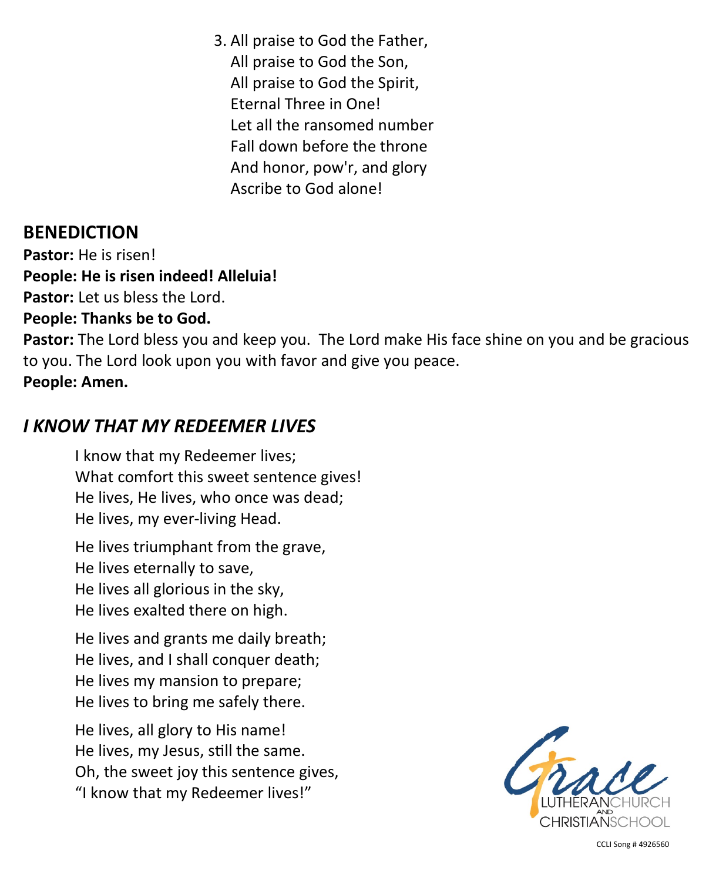3. All praise to God the Father,
   All praise to God the Son,
   All praise to God the Spirit,
   Eternal Three in One!
   Let all the ransomed number
   Fall down before the throne
   And honor, pow'r, and glory
   Ascribe to God alone!

## BENEDICTION

**Pastor:** He is risen!
**People: He is risen indeed! Alleluia!**
**Pastor:** Let us bless the Lord.
**People: Thanks be to God.**
**Pastor:** The Lord bless you and keep you. The Lord make His face shine on you and be gracious to you. The Lord look upon you with favor and give you peace.
**People: Amen.**

## *I KNOW THAT MY REDEEMER LIVES*

I know that my Redeemer lives;
What comfort this sweet sentence gives!
He lives, He lives, who once was dead;
He lives, my ever-living Head.

He lives triumphant from the grave,
He lives eternally to save,
He lives all glorious in the sky,
He lives exalted there on high.

He lives and grants me daily breath;
He lives, and I shall conquer death;
He lives my mansion to prepare;
He lives to bring me safely there.

He lives, all glory to His name!
He lives, my Jesus, still the same.
Oh, the sweet joy this sentence gives,
"I know that my Redeemer lives!"

Grace LUTHERAN CHURCH AND CHRISTIAN SCHOOL

CCLI Song # 4926560